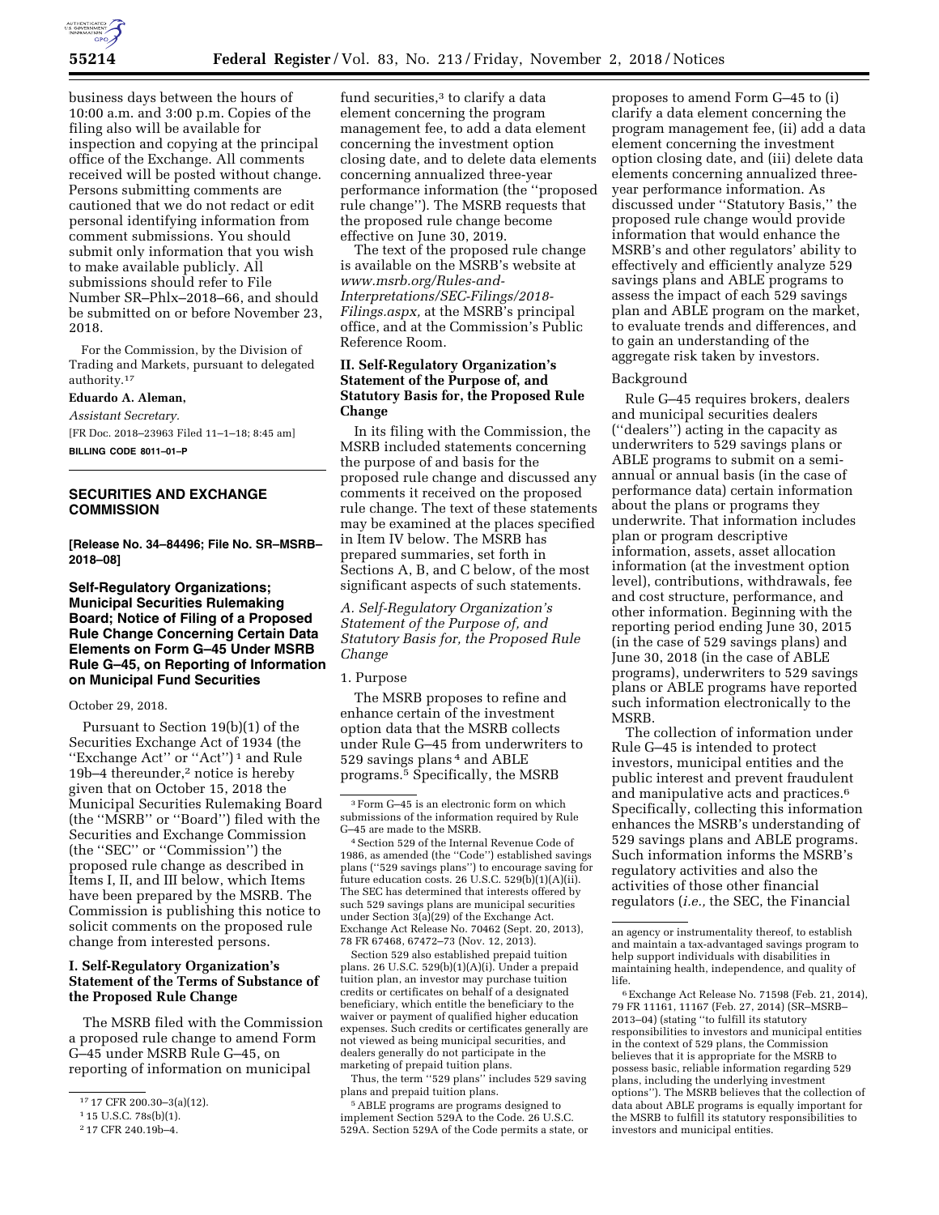business days between the hours of 10:00 a.m. and 3:00 p.m. Copies of the filing also will be available for inspection and copying at the principal office of the Exchange. All comments received will be posted without change. Persons submitting comments are cautioned that we do not redact or edit personal identifying information from comment submissions. You should submit only information that you wish to make available publicly. All submissions should refer to File Number SR–Phlx–2018–66, and should be submitted on or before November 23, 2018.

For the Commission, by the Division of Trading and Markets, pursuant to delegated authority.[17]

**Eduardo A. Aleman,**

*Assistant Secretary.*

[FR Doc. 2018–23963 Filed 11–1–18; 8:45 am]

**BILLING CODE 8011–01–P**

## SECURITIES AND EXCHANGE COMMISSION

**[Release No. 34–84496; File No. SR–MSRB–2018–08]**

## Self-Regulatory Organizations; Municipal Securities Rulemaking Board; Notice of Filing of a Proposed Rule Change Concerning Certain Data Elements on Form G–45 Under MSRB Rule G–45, on Reporting of Information on Municipal Fund Securities

October 29, 2018.

Pursuant to Section 19(b)(1) of the Securities Exchange Act of 1934 (the "Exchange Act" or "Act")[1] and Rule 19b–4 thereunder,[2] notice is hereby given that on October 15, 2018 the Municipal Securities Rulemaking Board (the "MSRB" or "Board") filed with the Securities and Exchange Commission (the "SEC" or "Commission") the proposed rule change as described in Items I, II, and III below, which Items have been prepared by the MSRB. The Commission is publishing this notice to solicit comments on the proposed rule change from interested persons.

### I. Self-Regulatory Organization's Statement of the Terms of Substance of the Proposed Rule Change

The MSRB filed with the Commission a proposed rule change to amend Form G–45 under MSRB Rule G–45, on reporting of information on municipal fund securities,[3] to clarify a data element concerning the program management fee, to add a data element concerning the investment option closing date, and to delete data elements concerning annualized three-year performance information (the "proposed rule change"). The MSRB requests that the proposed rule change become effective on June 30, 2019.

The text of the proposed rule change is available on the MSRB's website at *www.msrb.org/Rules-and-Interpretations/SEC-Filings/2018-Filings.aspx,* at the MSRB's principal office, and at the Commission's Public Reference Room.

### II. Self-Regulatory Organization's Statement of the Purpose of, and Statutory Basis for, the Proposed Rule Change

In its filing with the Commission, the MSRB included statements concerning the purpose of and basis for the proposed rule change and discussed any comments it received on the proposed rule change. The text of these statements may be examined at the places specified in Item IV below. The MSRB has prepared summaries, set forth in Sections A, B, and C below, of the most significant aspects of such statements.

*A. Self-Regulatory Organization's Statement of the Purpose of, and Statutory Basis for, the Proposed Rule Change*

1. Purpose

The MSRB proposes to refine and enhance certain of the investment option data that the MSRB collects under Rule G–45 from underwriters to 529 savings plans[4] and ABLE programs.[5] Specifically, the MSRB proposes to amend Form G–45 to (i) clarify a data element concerning the program management fee, (ii) add a data element concerning the investment option closing date, and (iii) delete data elements concerning annualized three-year performance information. As discussed under "Statutory Basis," the proposed rule change would provide information that would enhance the MSRB's and other regulators' ability to effectively and efficiently analyze 529 savings plans and ABLE programs to assess the impact of each 529 savings plan and ABLE program on the market, to evaluate trends and differences, and to gain an understanding of the aggregate risk taken by investors.

Background

Rule G–45 requires brokers, dealers and municipal securities dealers ("dealers") acting in the capacity as underwriters to 529 savings plans or ABLE programs to submit on a semi-annual or annual basis (in the case of performance data) certain information about the plans or programs they underwrite. That information includes plan or program descriptive information, assets, asset allocation information (at the investment option level), contributions, withdrawals, fee and cost structure, performance, and other information. Beginning with the reporting period ending June 30, 2015 (in the case of 529 savings plans) and June 30, 2018 (in the case of ABLE programs), underwriters to 529 savings plans or ABLE programs have reported such information electronically to the MSRB.

The collection of information under Rule G–45 is intended to protect investors, municipal entities and the public interest and prevent fraudulent and manipulative acts and practices.[6] Specifically, collecting this information enhances the MSRB's understanding of 529 savings plans and ABLE programs. Such information informs the MSRB's regulatory activities and also the activities of those other financial regulators (*i.e.,* the SEC, the Financial

---

[17] 17 CFR 200.30–3(a)(12).

[1] 15 U.S.C. 78s(b)(1).

[2] 17 CFR 240.19b–4.

[3] Form G–45 is an electronic form on which submissions of the information required by Rule G–45 are made to the MSRB.

[4] Section 529 of the Internal Revenue Code of 1986, as amended (the "Code") established savings plans ("529 savings plans") to encourage saving for future education costs. 26 U.S.C. 529(b)(1)(A)(ii). The SEC has determined that interests offered by such 529 savings plans are municipal securities under Section 3(a)(29) of the Exchange Act. Exchange Act Release No. 70462 (Sept. 20, 2013), 78 FR 67468, 67472–73 (Nov. 12, 2013).

Section 529 also established prepaid tuition plans. 26 U.S.C. 529(b)(1)(A)(i). Under a prepaid tuition plan, an investor may purchase tuition credits or certificates on behalf of a designated beneficiary, which entitle the beneficiary to the waiver or payment of qualified higher education expenses. Such credits or certificates generally are not viewed as being municipal securities, and dealers generally do not participate in the marketing of prepaid tuition plans.

Thus, the term "529 plans" includes 529 saving plans and prepaid tuition plans.

[5] ABLE programs are programs designed to implement Section 529A to the Code. 26 U.S.C. 529A. Section 529A of the Code permits a state, or an agency or instrumentality thereof, to establish and maintain a tax-advantaged savings program to help support individuals with disabilities in maintaining health, independence, and quality of life.

[6] Exchange Act Release No. 71598 (Feb. 21, 2014), 79 FR 11161, 11167 (Feb. 27, 2014) (SR–MSRB–2013–04) (stating "to fulfill its statutory responsibilities to investors and municipal entities in the context of 529 plans, the Commission believes that it is appropriate for the MSRB to possess basic, reliable information regarding 529 plans, including the underlying investment options"). The MSRB believes that the collection of data about ABLE programs is equally important for the MSRB to fulfill its statutory responsibilities to investors and municipal entities.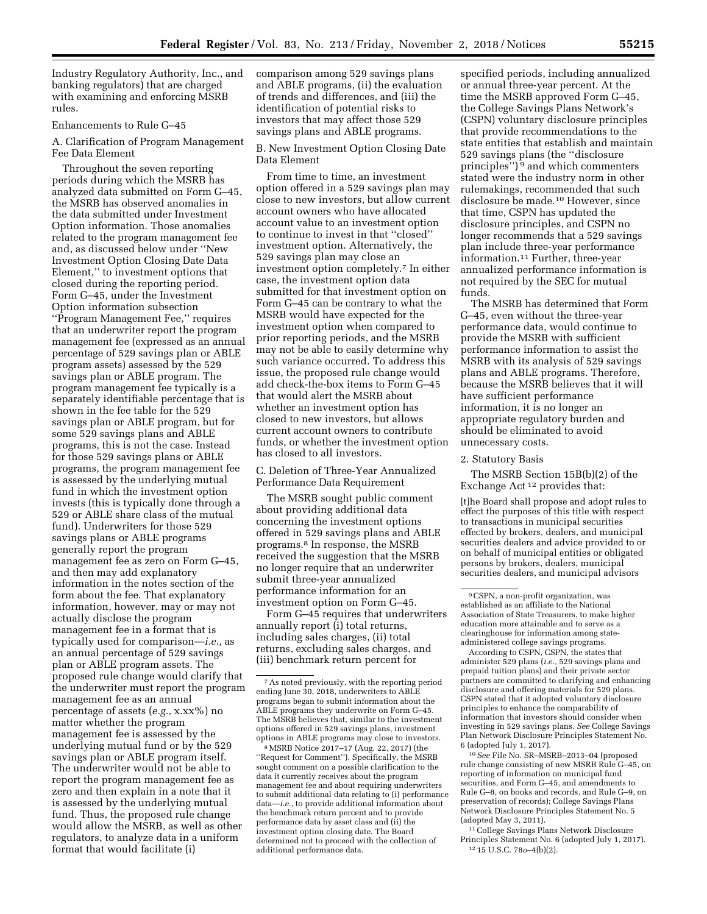Industry Regulatory Authority, Inc., and banking regulators) that are charged with examining and enforcing MSRB rules.

Enhancements to Rule G–45

A. Clarification of Program Management Fee Data Element

Throughout the seven reporting periods during which the MSRB has analyzed data submitted on Form G–45, the MSRB has observed anomalies in the data submitted under Investment Option information. Those anomalies related to the program management fee and, as discussed below under "New Investment Option Closing Date Data Element," to investment options that closed during the reporting period. Form G–45, under the Investment Option information subsection "Program Management Fee," requires that an underwriter report the program management fee (expressed as an annual percentage of 529 savings plan or ABLE program assets) assessed by the 529 savings plan or ABLE program. The program management fee typically is a separately identifiable percentage that is shown in the fee table for the 529 savings plan or ABLE program, but for some 529 savings plans and ABLE programs, this is not the case. Instead for those 529 savings plans or ABLE programs, the program management fee is assessed by the underlying mutual fund in which the investment option invests (this is typically done through a 529 or ABLE share class of the mutual fund). Underwriters for those 529 savings plans or ABLE programs generally report the program management fee as zero on Form G–45, and then may add explanatory information in the notes section of the form about the fee. That explanatory information, however, may or may not actually disclose the program management fee in a format that is typically used for comparison—*i.e.,* as an annual percentage of 529 savings plan or ABLE program assets. The proposed rule change would clarify that the underwriter must report the program management fee as an annual percentage of assets (*e.g.,* x.xx%) no matter whether the program management fee is assessed by the underlying mutual fund or by the 529 savings plan or ABLE program itself. The underwriter would not be able to report the program management fee as zero and then explain in a note that it is assessed by the underlying mutual fund. Thus, the proposed rule change would allow the MSRB, as well as other regulators, to analyze data in a uniform format that would facilitate (i) comparison among 529 savings plans and ABLE programs, (ii) the evaluation of trends and differences, and (iii) the identification of potential risks to investors that may affect those 529 savings plans and ABLE programs.

B. New Investment Option Closing Date Data Element

From time to time, an investment option offered in a 529 savings plan may close to new investors, but allow current account owners who have allocated account value to an investment option to continue to invest in that "closed" investment option. Alternatively, the 529 savings plan may close an investment option completely.[7] In either case, the investment option data submitted for that investment option on Form G–45 can be contrary to what the MSRB would have expected for the investment option when compared to prior reporting periods, and the MSRB may not be able to easily determine why such variance occurred. To address this issue, the proposed rule change would add check-the-box items to Form G–45 that would alert the MSRB about whether an investment option has closed to new investors, but allows current account owners to contribute funds, or whether the investment option has closed to all investors.

C. Deletion of Three-Year Annualized Performance Data Requirement

The MSRB sought public comment about providing additional data concerning the investment options offered in 529 savings plans and ABLE programs.[8] In response, the MSRB received the suggestion that the MSRB no longer require that an underwriter submit three-year annualized performance information for an investment option on Form G–45.

Form G–45 requires that underwriters annually report (i) total returns, including sales charges, (ii) total returns, excluding sales charges, and (iii) benchmark return percent for specified periods, including annualized or annual three-year percent. At the time the MSRB approved Form G–45, the College Savings Plans Network's (CSPN) voluntary disclosure principles that provide recommendations to the state entities that establish and maintain 529 savings plans (the "disclosure principles")[9] and which commenters stated were the industry norm in other rulemakings, recommended that such disclosure be made.[10] However, since that time, CSPN has updated the disclosure principles, and CSPN no longer recommends that a 529 savings plan include three-year performance information.[11] Further, three-year annualized performance information is not required by the SEC for mutual funds.

The MSRB has determined that Form G–45, even without the three-year performance data, would continue to provide the MSRB with sufficient performance information to assist the MSRB with its analysis of 529 savings plans and ABLE programs. Therefore, because the MSRB believes that it will have sufficient performance information, it is no longer an appropriate regulatory burden and should be eliminated to avoid unnecessary costs.

2. Statutory Basis

The MSRB Section 15B(b)(2) of the Exchange Act[12] provides that:

[t]he Board shall propose and adopt rules to effect the purposes of this title with respect to transactions in municipal securities effected by brokers, dealers, and municipal securities dealers and advice provided to or on behalf of municipal entities or obligated persons by brokers, dealers, municipal securities dealers, and municipal advisors

---

[7] As noted previously, with the reporting period ending June 30, 2018, underwriters to ABLE programs began to submit information about the ABLE programs they underwrite on Form G–45. The MSRB believes that, similar to the investment options offered in 529 savings plans, investment options in ABLE programs may close to investors.

[8] MSRB Notice 2017–17 (Aug. 22, 2017) (the "Request for Comment"). Specifically, the MSRB sought comment on a possible clarification to the data it currently receives about the program management fee and about requiring underwriters to submit additional data relating to (i) performance data—*i.e.,* to provide additional information about the benchmark return percent and to provide performance data by asset class and (ii) the investment option closing date. The Board determined not to proceed with the collection of additional performance data.

[9] CSPN, a non-profit organization, was established as an affiliate to the National Association of State Treasurers, to make higher education more attainable and to serve as a clearinghouse for information among state-administered college savings programs.

According to CSPN, CSPN, the states that administer 529 plans (*i.e.,* 529 savings plans and prepaid tuition plans) and their private sector partners are committed to clarifying and enhancing disclosure and offering materials for 529 plans. CSPN stated that it adopted voluntary disclosure principles to enhance the comparability of information that investors should consider when investing in 529 savings plans. *See* College Savings Plan Network Disclosure Principles Statement No. 6 (adopted July 1, 2017).

[10] *See* File No. SR–MSRB–2013–04 (proposed rule change consisting of new MSRB Rule G–45, on reporting of information on municipal fund securities, and Form G–45, and amendments to Rule G–8, on books and records, and Rule G–9, on preservation of records); College Savings Plans Network Disclosure Principles Statement No. 5 (adopted May 3, 2011).

[11] College Savings Plans Network Disclosure Principles Statement No. 6 (adopted July 1, 2017).

[12] 15 U.S.C. 78*o*–4(b)(2).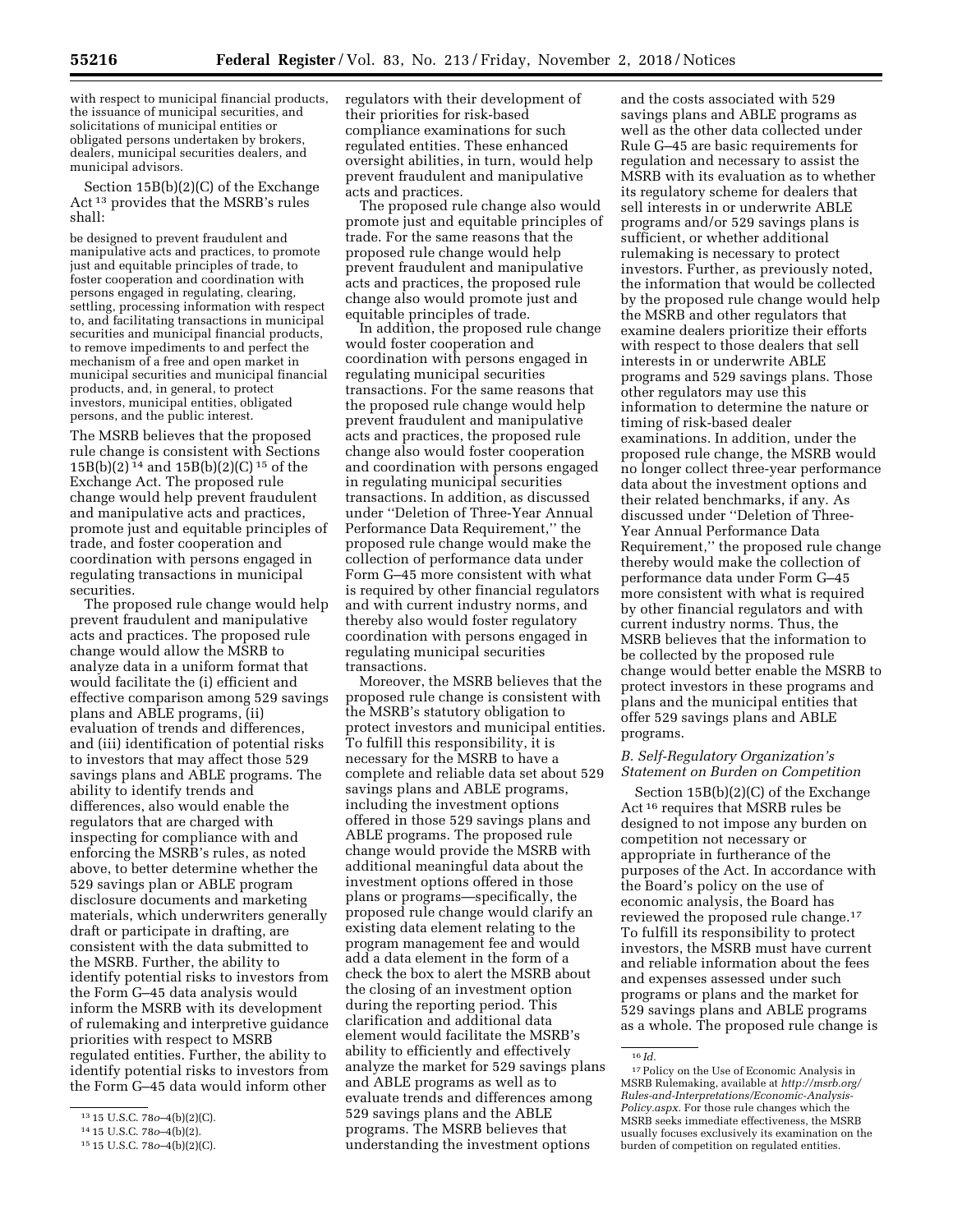with respect to municipal financial products, the issuance of municipal securities, and solicitations of municipal entities or obligated persons undertaken by brokers, dealers, municipal securities dealers, and municipal advisors.

Section 15B(b)(2)(C) of the Exchange Act [13] provides that the MSRB's rules shall:

> be designed to prevent fraudulent and manipulative acts and practices, to promote just and equitable principles of trade, to foster cooperation and coordination with persons engaged in regulating, clearing, settling, processing information with respect to, and facilitating transactions in municipal securities and municipal financial products, to remove impediments to and perfect the mechanism of a free and open market in municipal securities and municipal financial products, and, in general, to protect investors, municipal entities, obligated persons, and the public interest.

The MSRB believes that the proposed rule change is consistent with Sections 15B(b)(2) [14] and 15B(b)(2)(C) [15] of the Exchange Act. The proposed rule change would help prevent fraudulent and manipulative acts and practices, promote just and equitable principles of trade, and foster cooperation and coordination with persons engaged in regulating transactions in municipal securities.

The proposed rule change would help prevent fraudulent and manipulative acts and practices. The proposed rule change would allow the MSRB to analyze data in a uniform format that would facilitate the (i) efficient and effective comparison among 529 savings plans and ABLE programs, (ii) evaluation of trends and differences, and (iii) identification of potential risks to investors that may affect those 529 savings plans and ABLE programs. The ability to identify trends and differences, also would enable the regulators that are charged with inspecting for compliance with and enforcing the MSRB's rules, as noted above, to better determine whether the 529 savings plan or ABLE program disclosure documents and marketing materials, which underwriters generally draft or participate in drafting, are consistent with the data submitted to the MSRB. Further, the ability to identify potential risks to investors from the Form G–45 data analysis would inform the MSRB with its development of rulemaking and interpretive guidance priorities with respect to MSRB regulated entities. Further, the ability to identify potential risks to investors from the Form G–45 data would inform other regulators with their development of their priorities for risk-based compliance examinations for such regulated entities. These enhanced oversight abilities, in turn, would help prevent fraudulent and manipulative acts and practices.

The proposed rule change also would promote just and equitable principles of trade. For the same reasons that the proposed rule change would help prevent fraudulent and manipulative acts and practices, the proposed rule change also would promote just and equitable principles of trade.

In addition, the proposed rule change would foster cooperation and coordination with persons engaged in regulating municipal securities transactions. For the same reasons that the proposed rule change would help prevent fraudulent and manipulative acts and practices, the proposed rule change also would foster cooperation and coordination with persons engaged in regulating municipal securities transactions. In addition, as discussed under "Deletion of Three-Year Annual Performance Data Requirement," the proposed rule change would make the collection of performance data under Form G–45 more consistent with what is required by other financial regulators and with current industry norms, and thereby also would foster regulatory coordination with persons engaged in regulating municipal securities transactions.

Moreover, the MSRB believes that the proposed rule change is consistent with the MSRB's statutory obligation to protect investors and municipal entities. To fulfill this responsibility, it is necessary for the MSRB to have a complete and reliable data set about 529 savings plans and ABLE programs, including the investment options offered in those 529 savings plans and ABLE programs. The proposed rule change would provide the MSRB with additional meaningful data about the investment options offered in those plans or programs—specifically, the proposed rule change would clarify an existing data element relating to the program management fee and would add a data element in the form of a check the box to alert the MSRB about the closing of an investment option during the reporting period. This clarification and additional data element would facilitate the MSRB's ability to efficiently and effectively analyze the market for 529 savings plans and ABLE programs as well as to evaluate trends and differences among 529 savings plans and the ABLE programs. The MSRB believes that understanding the investment options and the costs associated with 529 savings plans and ABLE programs as well as the other data collected under Rule G–45 are basic requirements for regulation and necessary to assist the MSRB with its evaluation as to whether its regulatory scheme for dealers that sell interests in or underwrite ABLE programs and/or 529 savings plans is sufficient, or whether additional rulemaking is necessary to protect investors. Further, as previously noted, the information that would be collected by the proposed rule change would help the MSRB and other regulators that examine dealers prioritize their efforts with respect to those dealers that sell interests in or underwrite ABLE programs and 529 savings plans. Those other regulators may use this information to determine the nature or timing of risk-based dealer examinations. In addition, under the proposed rule change, the MSRB would no longer collect three-year performance data about the investment options and their related benchmarks, if any. As discussed under "Deletion of Three-Year Annual Performance Data Requirement," the proposed rule change thereby would make the collection of performance data under Form G–45 more consistent with what is required by other financial regulators and with current industry norms. Thus, the MSRB believes that the information to be collected by the proposed rule change would better enable the MSRB to protect investors in these programs and plans and the municipal entities that offer 529 savings plans and ABLE programs.

### *B. Self-Regulatory Organization's Statement on Burden on Competition*

Section 15B(b)(2)(C) of the Exchange Act [16] requires that MSRB rules be designed to not impose any burden on competition not necessary or appropriate in furtherance of the purposes of the Act. In accordance with the Board's policy on the use of economic analysis, the Board has reviewed the proposed rule change.[17] To fulfill its responsibility to protect investors, the MSRB must have current and reliable information about the fees and expenses assessed under such programs or plans and the market for 529 savings plans and ABLE programs as a whole. The proposed rule change is

---

[13] 15 U.S.C. 78*o*–4(b)(2)(C).

[14] 15 U.S.C. 78*o*–4(b)(2).

[15] 15 U.S.C. 78*o*–4(b)(2)(C).

[16] *Id.*

[17] Policy on the Use of Economic Analysis in MSRB Rulemaking, available at *http://msrb.org/Rules-and-Interpretations/Economic-Analysis-Policy.aspx*. For those rule changes which the MSRB seeks immediate effectiveness, the MSRB usually focuses exclusively its examination on the burden of competition on regulated entities.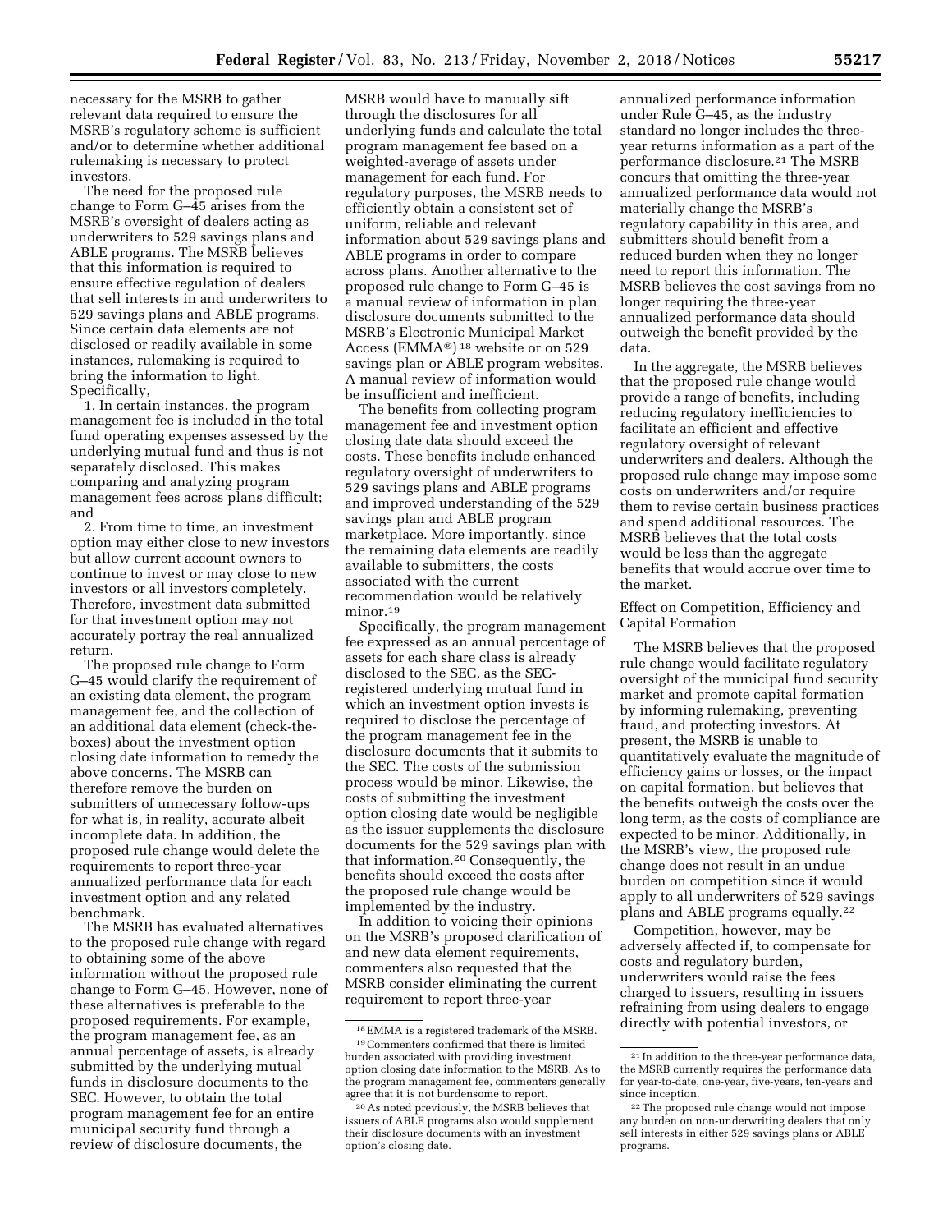necessary for the MSRB to gather relevant data required to ensure the MSRB's regulatory scheme is sufficient and/or to determine whether additional rulemaking is necessary to protect investors.

The need for the proposed rule change to Form G–45 arises from the MSRB's oversight of dealers acting as underwriters to 529 savings plans and ABLE programs. The MSRB believes that this information is required to ensure effective regulation of dealers that sell interests in and underwriters to 529 savings plans and ABLE programs. Since certain data elements are not disclosed or readily available in some instances, rulemaking is required to bring the information to light. Specifically,

1. In certain instances, the program management fee is included in the total fund operating expenses assessed by the underlying mutual fund and thus is not separately disclosed. This makes comparing and analyzing program management fees across plans difficult; and

2. From time to time, an investment option may either close to new investors but allow current account owners to continue to invest or may close to new investors or all investors completely. Therefore, investment data submitted for that investment option may not accurately portray the real annualized return.

The proposed rule change to Form G–45 would clarify the requirement of an existing data element, the program management fee, and the collection of an additional data element (check-the-boxes) about the investment option closing date information to remedy the above concerns. The MSRB can therefore remove the burden on submitters of unnecessary follow-ups for what is, in reality, accurate albeit incomplete data. In addition, the proposed rule change would delete the requirements to report three-year annualized performance data for each investment option and any related benchmark.

The MSRB has evaluated alternatives to the proposed rule change with regard to obtaining some of the above information without the proposed rule change to Form G–45. However, none of these alternatives is preferable to the proposed requirements. For example, the program management fee, as an annual percentage of assets, is already submitted by the underlying mutual funds in disclosure documents to the SEC. However, to obtain the total program management fee for an entire municipal security fund through a review of disclosure documents, the MSRB would have to manually sift through the disclosures for all underlying funds and calculate the total program management fee based on a weighted-average of assets under management for each fund. For regulatory purposes, the MSRB needs to efficiently obtain a consistent set of uniform, reliable and relevant information about 529 savings plans and ABLE programs in order to compare across plans. Another alternative to the proposed rule change to Form G–45 is a manual review of information in plan disclosure documents submitted to the MSRB's Electronic Municipal Market Access (EMMA®) [18] website or on 529 savings plan or ABLE program websites. A manual review of information would be insufficient and inefficient.

The benefits from collecting program management fee and investment option closing date data should exceed the costs. These benefits include enhanced regulatory oversight of underwriters to 529 savings plans and ABLE programs and improved understanding of the 529 savings plan and ABLE program marketplace. More importantly, since the remaining data elements are readily available to submitters, the costs associated with the current recommendation would be relatively minor.[19]

Specifically, the program management fee expressed as an annual percentage of assets for each share class is already disclosed to the SEC, as the SEC-registered underlying mutual fund in which an investment option invests is required to disclose the percentage of the program management fee in the disclosure documents that it submits to the SEC. The costs of the submission process would be minor. Likewise, the costs of submitting the investment option closing date would be negligible as the issuer supplements the disclosure documents for the 529 savings plan with that information.[20] Consequently, the benefits should exceed the costs after the proposed rule change would be implemented by the industry.

In addition to voicing their opinions on the MSRB's proposed clarification of and new data element requirements, commenters also requested that the MSRB consider eliminating the current requirement to report three-year annualized performance information under Rule G–45, as the industry standard no longer includes the three-year returns information as a part of the performance disclosure.[21] The MSRB concurs that omitting the three-year annualized performance data would not materially change the MSRB's regulatory capability in this area, and submitters should benefit from a reduced burden when they no longer need to report this information. The MSRB believes the cost savings from no longer requiring the three-year annualized performance data should outweigh the benefit provided by the data.

In the aggregate, the MSRB believes that the proposed rule change would provide a range of benefits, including reducing regulatory inefficiencies to facilitate an efficient and effective regulatory oversight of relevant underwriters and dealers. Although the proposed rule change may impose some costs on underwriters and/or require them to revise certain business practices and spend additional resources. The MSRB believes that the total costs would be less than the aggregate benefits that would accrue over time to the market.

Effect on Competition, Efficiency and Capital Formation

The MSRB believes that the proposed rule change would facilitate regulatory oversight of the municipal fund security market and promote capital formation by informing rulemaking, preventing fraud, and protecting investors. At present, the MSRB is unable to quantitatively evaluate the magnitude of efficiency gains or losses, or the impact on capital formation, but believes that the benefits outweigh the costs over the long term, as the costs of compliance are expected to be minor. Additionally, in the MSRB's view, the proposed rule change does not result in an undue burden on competition since it would apply to all underwriters of 529 savings plans and ABLE programs equally.[22]

Competition, however, may be adversely affected if, to compensate for costs and regulatory burden, underwriters would raise the fees charged to issuers, resulting in issuers refraining from using dealers to engage directly with potential investors, or

---

[18] EMMA is a registered trademark of the MSRB.

[19] Commenters confirmed that there is limited burden associated with providing investment option closing date information to the MSRB. As to the program management fee, commenters generally agree that it is not burdensome to report.

[20] As noted previously, the MSRB believes that issuers of ABLE programs also would supplement their disclosure documents with an investment option's closing date.

[21] In addition to the three-year performance data, the MSRB currently requires the performance data for year-to-date, one-year, five-years, ten-years and since inception.

[22] The proposed rule change would not impose any burden on non-underwriting dealers that only sell interests in either 529 savings plans or ABLE programs.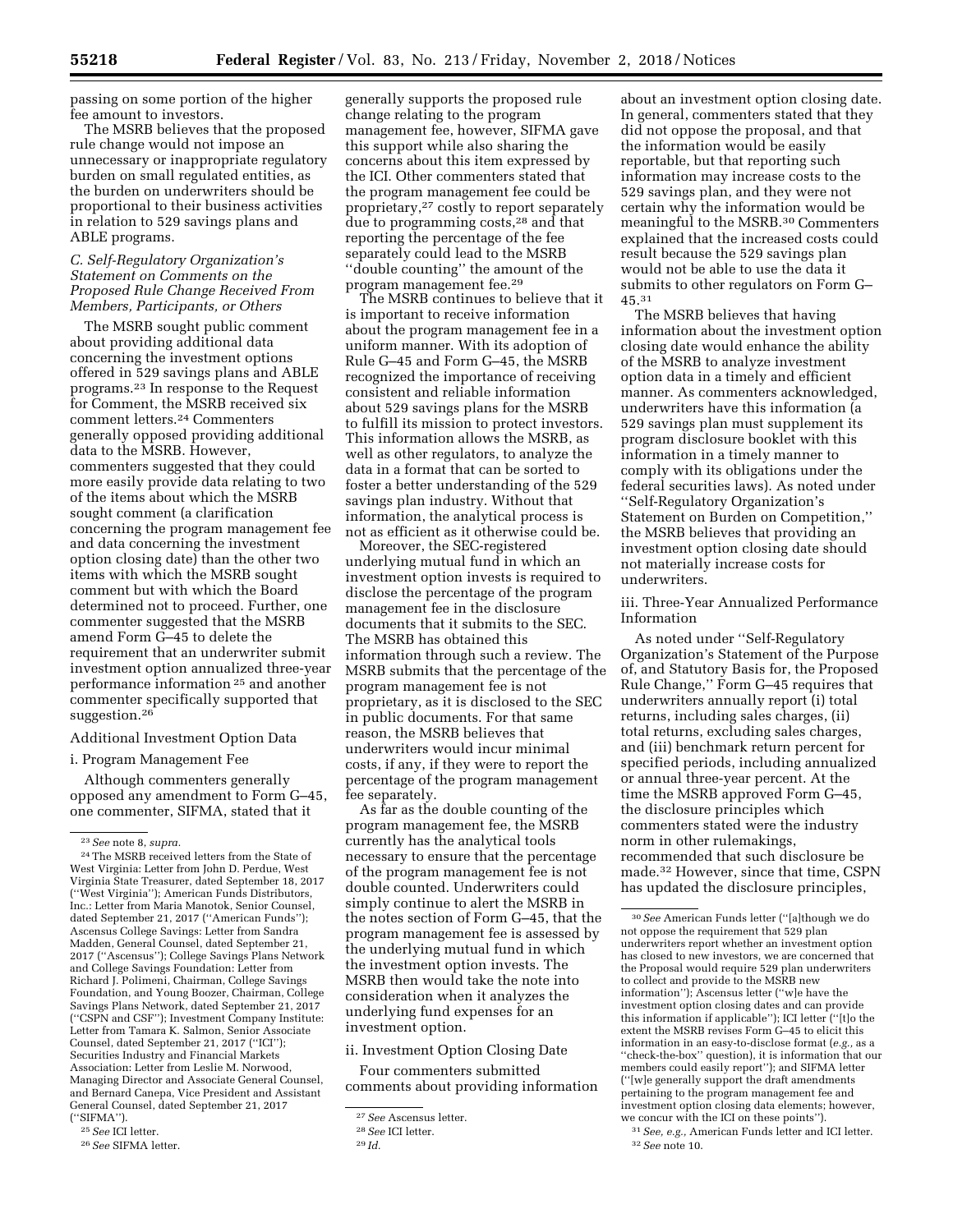passing on some portion of the higher fee amount to investors.

The MSRB believes that the proposed rule change would not impose an unnecessary or inappropriate regulatory burden on small regulated entities, as the burden on underwriters should be proportional to their business activities in relation to 529 savings plans and ABLE programs.

### *C. Self-Regulatory Organization's Statement on Comments on the Proposed Rule Change Received From Members, Participants, or Others*

The MSRB sought public comment about providing additional data concerning the investment options offered in 529 savings plans and ABLE programs.[23] In response to the Request for Comment, the MSRB received six comment letters.[24] Commenters generally opposed providing additional data to the MSRB. However, commenters suggested that they could more easily provide data relating to two of the items about which the MSRB sought comment (a clarification concerning the program management fee and data concerning the investment option closing date) than the other two items with which the MSRB sought comment but with which the Board determined not to proceed. Further, one commenter suggested that the MSRB amend Form G–45 to delete the requirement that an underwriter submit investment option annualized three-year performance information[25] and another commenter specifically supported that suggestion.[26]

Additional Investment Option Data

i. Program Management Fee

Although commenters generally opposed any amendment to Form G–45, one commenter, SIFMA, stated that it generally supports the proposed rule change relating to the program management fee, however, SIFMA gave this support while also sharing the concerns about this item expressed by the ICI. Other commenters stated that the program management fee could be proprietary,[27] costly to report separately due to programming costs,[28] and that reporting the percentage of the fee separately could lead to the MSRB "double counting" the amount of the program management fee.[29]

The MSRB continues to believe that it is important to receive information about the program management fee in a uniform manner. With its adoption of Rule G–45 and Form G–45, the MSRB recognized the importance of receiving consistent and reliable information about 529 savings plans for the MSRB to fulfill its mission to protect investors. This information allows the MSRB, as well as other regulators, to analyze the data in a format that can be sorted to foster a better understanding of the 529 savings plan industry. Without that information, the analytical process is not as efficient as it otherwise could be.

Moreover, the SEC-registered underlying mutual fund in which an investment option invests is required to disclose the percentage of the program management fee in the disclosure documents that it submits to the SEC. The MSRB has obtained this information through such a review. The MSRB submits that the percentage of the program management fee is not proprietary, as it is disclosed to the SEC in public documents. For that same reason, the MSRB believes that underwriters would incur minimal costs, if any, if they were to report the percentage of the program management fee separately.

As far as the double counting of the program management fee, the MSRB currently has the analytical tools necessary to ensure that the percentage of the program management fee is not double counted. Underwriters could simply continue to alert the MSRB in the notes section of Form G–45, that the program management fee is assessed by the underlying mutual fund in which the investment option invests. The MSRB then would take the note into consideration when it analyzes the underlying fund expenses for an investment option.

ii. Investment Option Closing Date

Four commenters submitted comments about providing information about an investment option closing date. In general, commenters stated that they did not oppose the proposal, and that the information would be easily reportable, but that reporting such information may increase costs to the 529 savings plan, and they were not certain why the information would be meaningful to the MSRB.[30] Commenters explained that the increased costs could result because the 529 savings plan would not be able to use the data it submits to other regulators on Form G–45.[31]

The MSRB believes that having information about the investment option closing date would enhance the ability of the MSRB to analyze investment option data in a timely and efficient manner. As commenters acknowledged, underwriters have this information (a 529 savings plan must supplement its program disclosure booklet with this information in a timely manner to comply with its obligations under the federal securities laws). As noted under "Self-Regulatory Organization's Statement on Burden on Competition," the MSRB believes that providing an investment option closing date should not materially increase costs for underwriters.

iii. Three-Year Annualized Performance Information

As noted under "Self-Regulatory Organization's Statement of the Purpose of, and Statutory Basis for, the Proposed Rule Change," Form G–45 requires that underwriters annually report (i) total returns, including sales charges, (ii) total returns, excluding sales charges, and (iii) benchmark return percent for specified periods, including annualized or annual three-year percent. At the time the MSRB approved Form G–45, the disclosure principles which commenters stated were the industry norm in other rulemakings, recommended that such disclosure be made.[32] However, since that time, CSPN has updated the disclosure principles,

---

[23] *See* note 8, *supra.*

[24] The MSRB received letters from the State of West Virginia: Letter from John D. Perdue, West Virginia State Treasurer, dated September 18, 2017 ("West Virginia"); American Funds Distributors, Inc.: Letter from Maria Manotok, Senior Counsel, dated September 21, 2017 ("American Funds"); Ascensus College Savings: Letter from Sandra Madden, General Counsel, dated September 21, 2017 ("Ascensus"); College Savings Plans Network and College Savings Foundation: Letter from Richard J. Polimeni, Chairman, College Savings Foundation, and Young Boozer, Chairman, College Savings Plans Network, dated September 21, 2017 ("CSPN and CSF"); Investment Company Institute: Letter from Tamara K. Salmon, Senior Associate Counsel, dated September 21, 2017 ("ICI"); Securities Industry and Financial Markets Association: Letter from Leslie M. Norwood, Managing Director and Associate General Counsel, and Bernard Canepa, Vice President and Assistant General Counsel, dated September 21, 2017 ("SIFMA").

[25] *See* ICI letter.

[26] *See* SIFMA letter.

[27] *See* Ascensus letter.

[28] *See* ICI letter.

[29] *Id.*

[30] *See* American Funds letter ("[a]lthough we do not oppose the requirement that 529 plan underwriters report whether an investment option has closed to new investors, we are concerned that the Proposal would require 529 plan underwriters to collect and provide to the MSRB new information"); Ascensus letter ("w[e] have the investment option closing dates and can provide this information if applicable"); ICI letter ("[t]o the extent the MSRB revises Form G–45 to elicit this information in an easy-to-disclose format (*e.g.,* as a "check-the-box" question), it is information that our members could easily report"); and SIFMA letter ("[w]e generally support the draft amendments pertaining to the program management fee and investment option closing data elements; however, we concur with the ICI on these points").

[31] *See, e.g.,* American Funds letter and ICI letter.

[32] *See* note 10.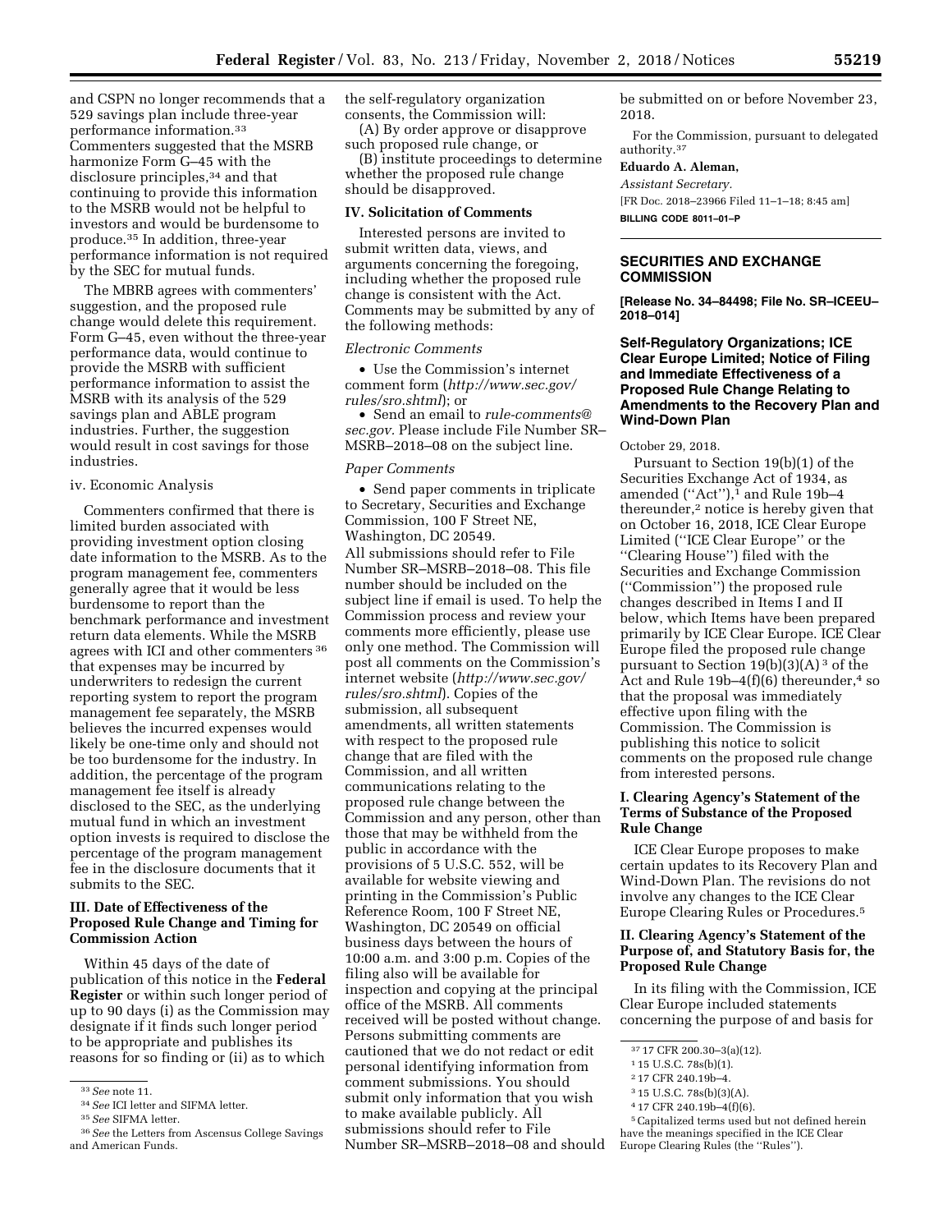and CSPN no longer recommends that a 529 savings plan include three-year performance information.[33] Commenters suggested that the MSRB harmonize Form G–45 with the disclosure principles,[34] and that continuing to provide this information to the MSRB would not be helpful to investors and would be burdensome to produce.[35] In addition, three-year performance information is not required by the SEC for mutual funds.

The MBRB agrees with commenters' suggestion, and the proposed rule change would delete this requirement. Form G–45, even without the three-year performance data, would continue to provide the MSRB with sufficient performance information to assist the MSRB with its analysis of the 529 savings plan and ABLE program industries. Further, the suggestion would result in cost savings for those industries.

iv. Economic Analysis

Commenters confirmed that there is limited burden associated with providing investment option closing date information to the MSRB. As to the program management fee, commenters generally agree that it would be less burdensome to report than the benchmark performance and investment return data elements. While the MSRB agrees with ICI and other commenters[36] that expenses may be incurred by underwriters to redesign the current reporting system to report the program management fee separately, the MSRB believes the incurred expenses would likely be one-time only and should not be too burdensome for the industry. In addition, the percentage of the program management fee itself is already disclosed to the SEC, as the underlying mutual fund in which an investment option invests is required to disclose the percentage of the program management fee in the disclosure documents that it submits to the SEC.

### III. Date of Effectiveness of the Proposed Rule Change and Timing for Commission Action

Within 45 days of the date of publication of this notice in the **Federal Register** or within such longer period of up to 90 days (i) as the Commission may designate if it finds such longer period to be appropriate and publishes its reasons for so finding or (ii) as to which the self-regulatory organization consents, the Commission will:

(A) By order approve or disapprove such proposed rule change, or

(B) institute proceedings to determine whether the proposed rule change should be disapproved.

### IV. Solicitation of Comments

Interested persons are invited to submit written data, views, and arguments concerning the foregoing, including whether the proposed rule change is consistent with the Act. Comments may be submitted by any of the following methods:

*Electronic Comments*

- Use the Commission's internet comment form (*http://www.sec.gov/rules/sro.shtml*); or
- Send an email to *rule-comments@sec.gov.* Please include File Number SR–MSRB–2018–08 on the subject line.

*Paper Comments*

- Send paper comments in triplicate to Secretary, Securities and Exchange Commission, 100 F Street NE, Washington, DC 20549.

All submissions should refer to File Number SR–MSRB–2018–08. This file number should be included on the subject line if email is used. To help the Commission process and review your comments more efficiently, please use only one method. The Commission will post all comments on the Commission's internet website (*http://www.sec.gov/rules/sro.shtml*). Copies of the submission, all subsequent amendments, all written statements with respect to the proposed rule change that are filed with the Commission, and all written communications relating to the proposed rule change between the Commission and any person, other than those that may be withheld from the public in accordance with the provisions of 5 U.S.C. 552, will be available for website viewing and printing in the Commission's Public Reference Room, 100 F Street NE, Washington, DC 20549 on official business days between the hours of 10:00 a.m. and 3:00 p.m. Copies of the filing also will be available for inspection and copying at the principal office of the MSRB. All comments received will be posted without change. Persons submitting comments are cautioned that we do not redact or edit personal identifying information from comment submissions. You should submit only information that you wish to make available publicly. All submissions should refer to File Number SR–MSRB–2018–08 and should be submitted on or before November 23, 2018.

For the Commission, pursuant to delegated authority.[37]

**Eduardo A. Aleman,**

*Assistant Secretary.*

[FR Doc. 2018–23966 Filed 11–1–18; 8:45 am]

**BILLING CODE 8011–01–P**

---

## SECURITIES AND EXCHANGE COMMISSION

**[Release No. 34–84498; File No. SR–ICEEU–2018–014]**

## Self-Regulatory Organizations; ICE Clear Europe Limited; Notice of Filing and Immediate Effectiveness of a Proposed Rule Change Relating to Amendments to the Recovery Plan and Wind-Down Plan

October 29, 2018.

Pursuant to Section 19(b)(1) of the Securities Exchange Act of 1934, as amended (''Act''),[1] and Rule 19b–4 thereunder,[2] notice is hereby given that on October 16, 2018, ICE Clear Europe Limited (''ICE Clear Europe'' or the ''Clearing House'') filed with the Securities and Exchange Commission (''Commission'') the proposed rule changes described in Items I and II below, which Items have been prepared primarily by ICE Clear Europe. ICE Clear Europe filed the proposed rule change pursuant to Section 19(b)(3)(A)[3] of the Act and Rule 19b–4(f)(6) thereunder,[4] so that the proposal was immediately effective upon filing with the Commission. The Commission is publishing this notice to solicit comments on the proposed rule change from interested persons.

### I. Clearing Agency's Statement of the Terms of Substance of the Proposed Rule Change

ICE Clear Europe proposes to make certain updates to its Recovery Plan and Wind-Down Plan. The revisions do not involve any changes to the ICE Clear Europe Clearing Rules or Procedures.[5]

### II. Clearing Agency's Statement of the Purpose of, and Statutory Basis for, the Proposed Rule Change

In its filing with the Commission, ICE Clear Europe included statements concerning the purpose of and basis for

---

[33] *See* note 11.

[34] *See* ICI letter and SIFMA letter.

[35] *See* SIFMA letter.

[36] *See* the Letters from Ascensus College Savings and American Funds.

[37] 17 CFR 200.30–3(a)(12).

[1] 15 U.S.C. 78s(b)(1).

[2] 17 CFR 240.19b–4.

[3] 15 U.S.C. 78s(b)(3)(A).

[4] 17 CFR 240.19b–4(f)(6).

[5] Capitalized terms used but not defined herein have the meanings specified in the ICE Clear Europe Clearing Rules (the ''Rules'').